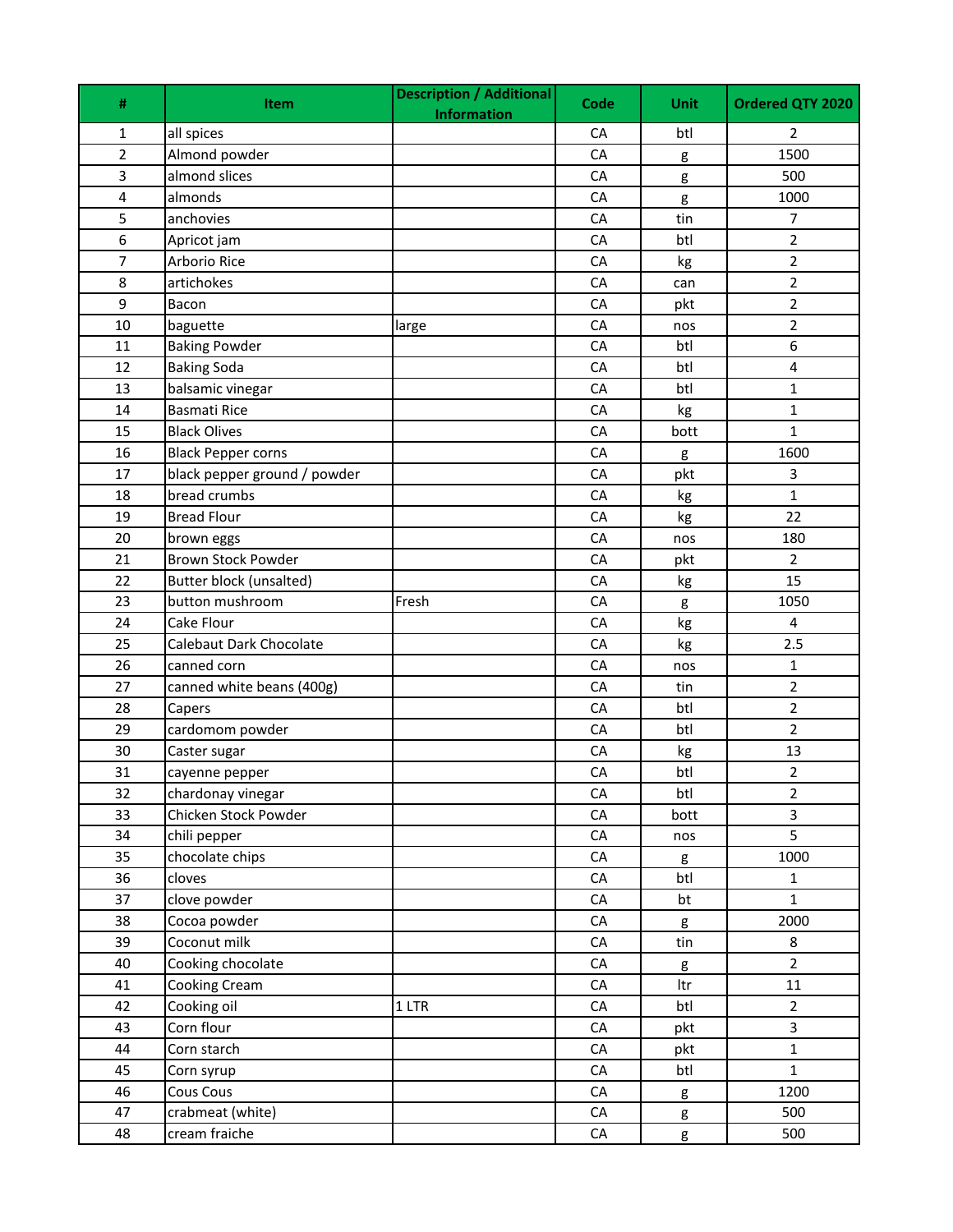| # | Item | Description / Additional Information | Code | Unit | Ordered QTY 2020 |
|---|---|---|---|---|---|
| 1 | all spices | | CA | btl | 2 |
| 2 | Almond powder | | CA | g | 1500 |
| 3 | almond slices | | CA | g | 500 |
| 4 | almonds | | CA | g | 1000 |
| 5 | anchovies | | CA | tin | 7 |
| 6 | Apricot jam | | CA | btl | 2 |
| 7 | Arborio Rice | | CA | kg | 2 |
| 8 | artichokes | | CA | can | 2 |
| 9 | Bacon | | CA | pkt | 2 |
| 10 | baguette | large | CA | nos | 2 |
| 11 | Baking Powder | | CA | btl | 6 |
| 12 | Baking Soda | | CA | btl | 4 |
| 13 | balsamic vinegar | | CA | btl | 1 |
| 14 | Basmati Rice | | CA | kg | 1 |
| 15 | Black Olives | | CA | bott | 1 |
| 16 | Black Pepper corns | | CA | g | 1600 |
| 17 | black pepper ground / powder | | CA | pkt | 3 |
| 18 | bread crumbs | | CA | kg | 1 |
| 19 | Bread Flour | | CA | kg | 22 |
| 20 | brown eggs | | CA | nos | 180 |
| 21 | Brown Stock Powder | | CA | pkt | 2 |
| 22 | Butter block (unsalted) | | CA | kg | 15 |
| 23 | button mushroom | Fresh | CA | g | 1050 |
| 24 | Cake Flour | | CA | kg | 4 |
| 25 | Calebaut Dark Chocolate | | CA | kg | 2.5 |
| 26 | canned corn | | CA | nos | 1 |
| 27 | canned white beans (400g) | | CA | tin | 2 |
| 28 | Capers | | CA | btl | 2 |
| 29 | cardomom powder | | CA | btl | 2 |
| 30 | Caster sugar | | CA | kg | 13 |
| 31 | cayenne pepper | | CA | btl | 2 |
| 32 | chardonay vinegar | | CA | btl | 2 |
| 33 | Chicken Stock Powder | | CA | bott | 3 |
| 34 | chili pepper | | CA | nos | 5 |
| 35 | chocolate chips | | CA | g | 1000 |
| 36 | cloves | | CA | btl | 1 |
| 37 | clove powder | | CA | bt | 1 |
| 38 | Cocoa powder | | CA | g | 2000 |
| 39 | Coconut milk | | CA | tin | 8 |
| 40 | Cooking chocolate | | CA | g | 2 |
| 41 | Cooking Cream | | CA | ltr | 11 |
| 42 | Cooking oil | 1 LTR | CA | btl | 2 |
| 43 | Corn flour | | CA | pkt | 3 |
| 44 | Corn starch | | CA | pkt | 1 |
| 45 | Corn syrup | | CA | btl | 1 |
| 46 | Cous Cous | | CA | g | 1200 |
| 47 | crabmeat (white) | | CA | g | 500 |
| 48 | cream fraiche | | CA | g | 500 |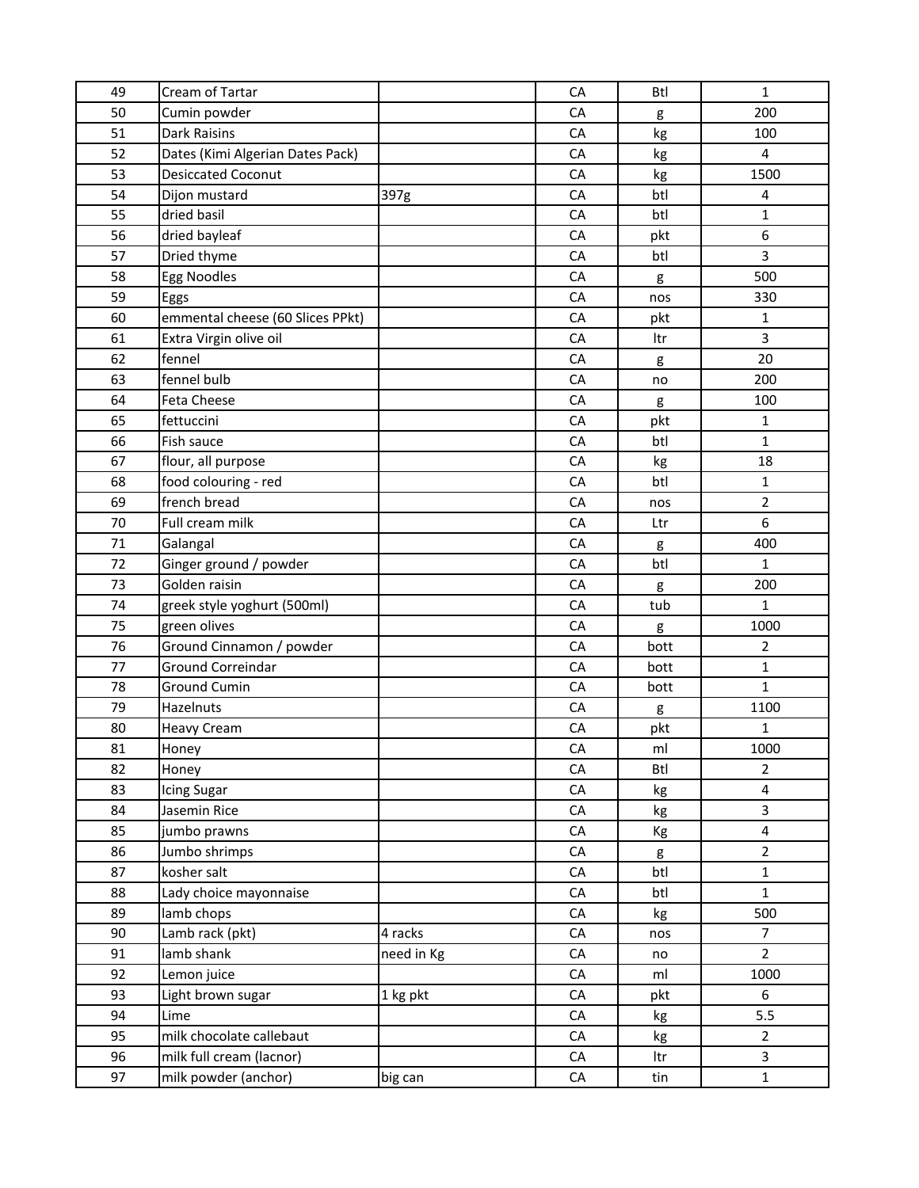| | | | | | |
|---|---|---|---|---|---|
| 49 | Cream of Tartar | | CA | Btl | 1 |
| 50 | Cumin powder | | CA | g | 200 |
| 51 | Dark Raisins | | CA | kg | 100 |
| 52 | Dates (Kimi Algerian Dates Pack) | | CA | kg | 4 |
| 53 | Desiccated Coconut | | CA | kg | 1500 |
| 54 | Dijon mustard | 397g | CA | btl | 4 |
| 55 | dried basil | | CA | btl | 1 |
| 56 | dried bayleaf | | CA | pkt | 6 |
| 57 | Dried thyme | | CA | btl | 3 |
| 58 | Egg Noodles | | CA | g | 500 |
| 59 | Eggs | | CA | nos | 330 |
| 60 | emmental cheese (60 Slices PPkt) | | CA | pkt | 1 |
| 61 | Extra Virgin olive oil | | CA | ltr | 3 |
| 62 | fennel | | CA | g | 20 |
| 63 | fennel bulb | | CA | no | 200 |
| 64 | Feta Cheese | | CA | g | 100 |
| 65 | fettuccini | | CA | pkt | 1 |
| 66 | Fish sauce | | CA | btl | 1 |
| 67 | flour, all purpose | | CA | kg | 18 |
| 68 | food colouring - red | | CA | btl | 1 |
| 69 | french bread | | CA | nos | 2 |
| 70 | Full cream milk | | CA | Ltr | 6 |
| 71 | Galangal | | CA | g | 400 |
| 72 | Ginger ground / powder | | CA | btl | 1 |
| 73 | Golden raisin | | CA | g | 200 |
| 74 | greek style yoghurt (500ml) | | CA | tub | 1 |
| 75 | green olives | | CA | g | 1000 |
| 76 | Ground Cinnamon / powder | | CA | bott | 2 |
| 77 | Ground Correindar | | CA | bott | 1 |
| 78 | Ground Cumin | | CA | bott | 1 |
| 79 | Hazelnuts | | CA | g | 1100 |
| 80 | Heavy Cream | | CA | pkt | 1 |
| 81 | Honey | | CA | ml | 1000 |
| 82 | Honey | | CA | Btl | 2 |
| 83 | Icing Sugar | | CA | kg | 4 |
| 84 | Jasemin Rice | | CA | kg | 3 |
| 85 | jumbo prawns | | CA | Kg | 4 |
| 86 | Jumbo shrimps | | CA | g | 2 |
| 87 | kosher salt | | CA | btl | 1 |
| 88 | Lady choice mayonnaise | | CA | btl | 1 |
| 89 | lamb chops | | CA | kg | 500 |
| 90 | Lamb rack (pkt) | 4 racks | CA | nos | 7 |
| 91 | lamb shank | need in Kg | CA | no | 2 |
| 92 | Lemon juice | | CA | ml | 1000 |
| 93 | Light brown sugar | 1 kg pkt | CA | pkt | 6 |
| 94 | Lime | | CA | kg | 5.5 |
| 95 | milk chocolate callebaut | | CA | kg | 2 |
| 96 | milk full cream (lacnor) | | CA | ltr | 3 |
| 97 | milk powder (anchor) | big can | CA | tin | 1 |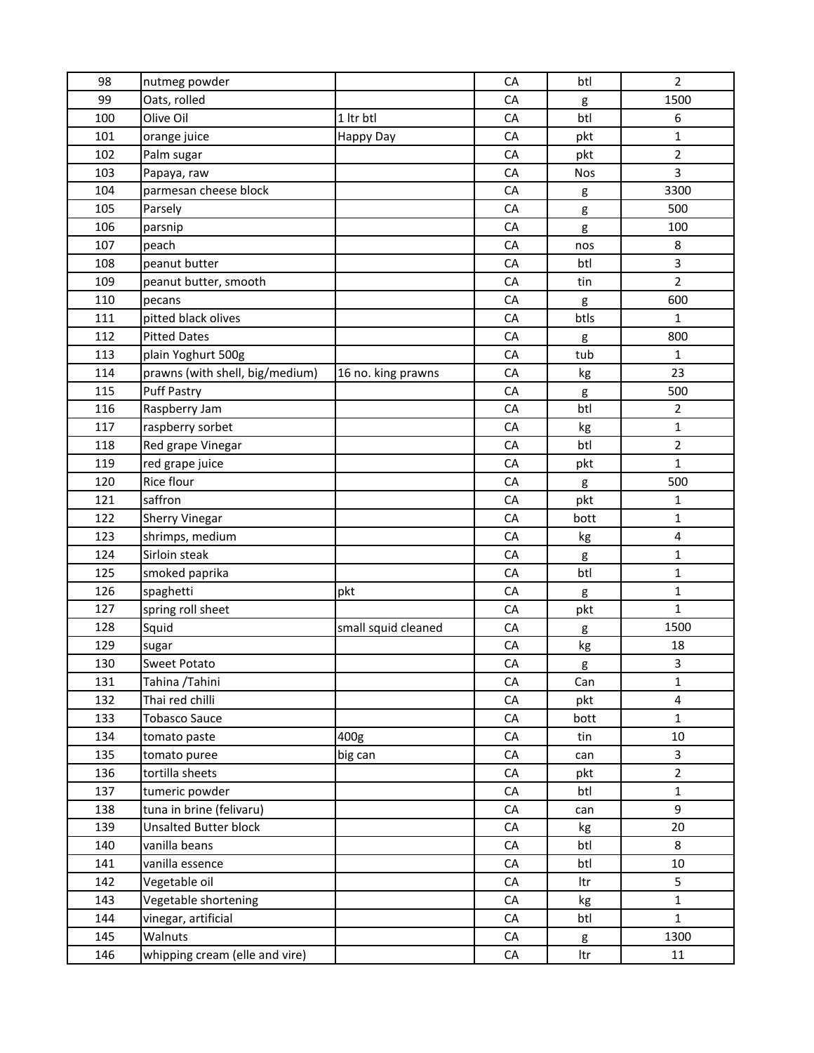| 98 | nutmeg powder | | CA | btl | 2 |
|---|---|---|---|---|---|
| 99 | Oats, rolled | | CA | g | 1500 |
| 100 | Olive Oil | 1 ltr btl | CA | btl | 6 |
| 101 | orange juice | Happy Day | CA | pkt | 1 |
| 102 | Palm sugar | | CA | pkt | 2 |
| 103 | Papaya, raw | | CA | Nos | 3 |
| 104 | parmesan cheese block | | CA | g | 3300 |
| 105 | Parsely | | CA | g | 500 |
| 106 | parsnip | | CA | g | 100 |
| 107 | peach | | CA | nos | 8 |
| 108 | peanut butter | | CA | btl | 3 |
| 109 | peanut butter, smooth | | CA | tin | 2 |
| 110 | pecans | | CA | g | 600 |
| 111 | pitted black olives | | CA | btls | 1 |
| 112 | Pitted Dates | | CA | g | 800 |
| 113 | plain Yoghurt 500g | | CA | tub | 1 |
| 114 | prawns (with shell, big/medium) | 16 no. king prawns | CA | kg | 23 |
| 115 | Puff Pastry | | CA | g | 500 |
| 116 | Raspberry Jam | | CA | btl | 2 |
| 117 | raspberry sorbet | | CA | kg | 1 |
| 118 | Red grape Vinegar | | CA | btl | 2 |
| 119 | red grape juice | | CA | pkt | 1 |
| 120 | Rice flour | | CA | g | 500 |
| 121 | saffron | | CA | pkt | 1 |
| 122 | Sherry Vinegar | | CA | bott | 1 |
| 123 | shrimps, medium | | CA | kg | 4 |
| 124 | Sirloin steak | | CA | g | 1 |
| 125 | smoked paprika | | CA | btl | 1 |
| 126 | spaghetti | pkt | CA | g | 1 |
| 127 | spring roll sheet | | CA | pkt | 1 |
| 128 | Squid | small squid cleaned | CA | g | 1500 |
| 129 | sugar | | CA | kg | 18 |
| 130 | Sweet Potato | | CA | g | 3 |
| 131 | Tahina /Tahini | | CA | Can | 1 |
| 132 | Thai red chilli | | CA | pkt | 4 |
| 133 | Tobasco Sauce | | CA | bott | 1 |
| 134 | tomato paste | 400g | CA | tin | 10 |
| 135 | tomato puree | big can | CA | can | 3 |
| 136 | tortilla sheets | | CA | pkt | 2 |
| 137 | tumeric powder | | CA | btl | 1 |
| 138 | tuna in brine (felivaru) | | CA | can | 9 |
| 139 | Unsalted Butter block | | CA | kg | 20 |
| 140 | vanilla beans | | CA | btl | 8 |
| 141 | vanilla essence | | CA | btl | 10 |
| 142 | Vegetable oil | | CA | ltr | 5 |
| 143 | Vegetable shortening | | CA | kg | 1 |
| 144 | vinegar, artificial | | CA | btl | 1 |
| 145 | Walnuts | | CA | g | 1300 |
| 146 | whipping cream (elle and vire) | | CA | ltr | 11 |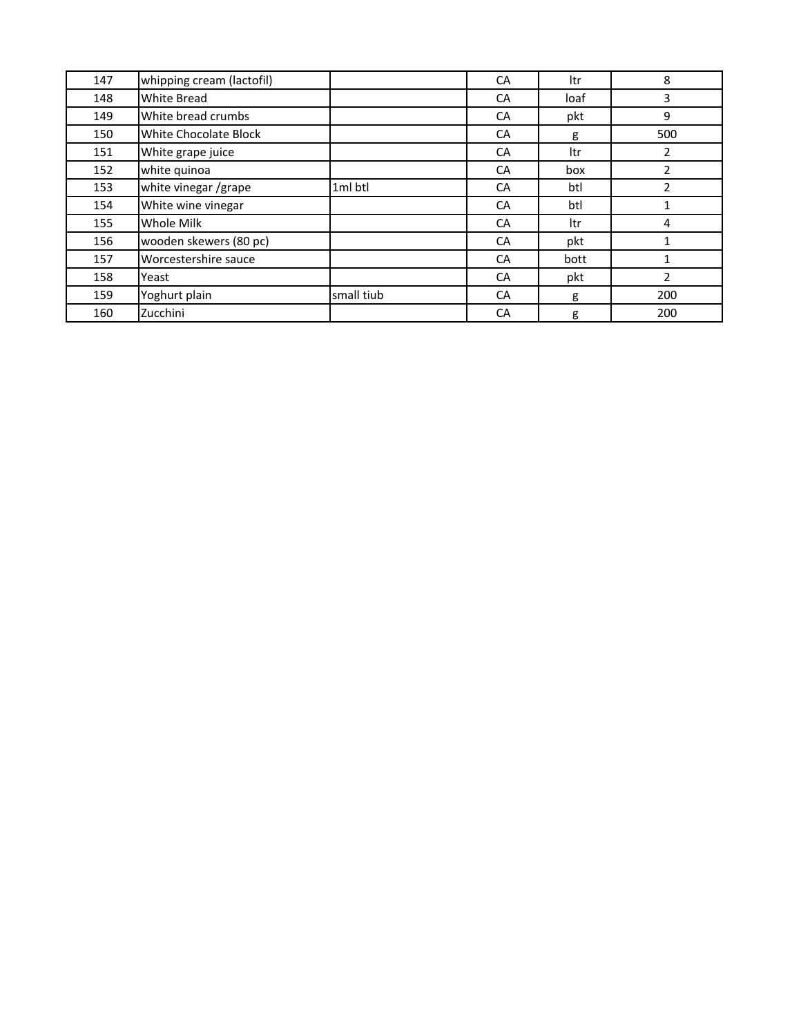| | | | | | |
|---|---|---|---|---|---|
| 147 | whipping cream (lactofil) | | CA | ltr | 8 |
| 148 | White Bread | | CA | loaf | 3 |
| 149 | White bread crumbs | | CA | pkt | 9 |
| 150 | White Chocolate Block | | CA | g | 500 |
| 151 | White grape juice | | CA | ltr | 2 |
| 152 | white quinoa | | CA | box | 2 |
| 153 | white vinegar /grape | 1ml btl | CA | btl | 2 |
| 154 | White wine vinegar | | CA | btl | 1 |
| 155 | Whole Milk | | CA | ltr | 4 |
| 156 | wooden skewers (80 pc) | | CA | pkt | 1 |
| 157 | Worcestershire sauce | | CA | bott | 1 |
| 158 | Yeast | | CA | pkt | 2 |
| 159 | Yoghurt plain | small tiub | CA | g | 200 |
| 160 | Zucchini | | CA | g | 200 |